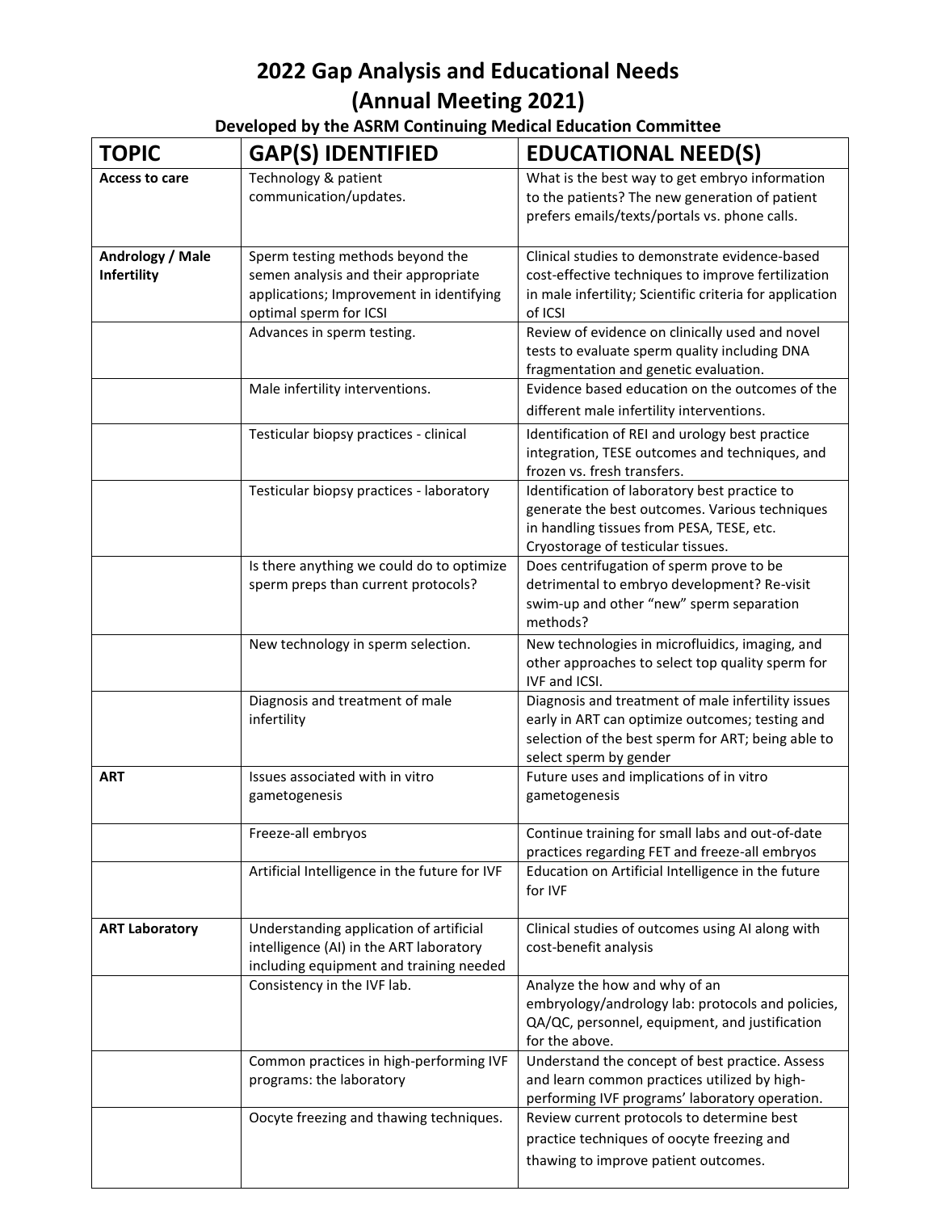# 2022 Gap Analysis and Educational Needs
# (Annual Meeting 2021)

### Developed by the ASRM Continuing Medical Education Committee

| TOPIC | GAP(S) IDENTIFIED | EDUCATIONAL NEED(S) |
|---|---|---|
| **Access to care** | Technology & patient communication/updates. | What is the best way to get embryo information to the patients? The new generation of patient prefers emails/texts/portals vs. phone calls. |
| **Andrology / Male Infertility** | Sperm testing methods beyond the semen analysis and their appropriate applications; Improvement in identifying optimal sperm for ICSI | Clinical studies to demonstrate evidence-based cost-effective techniques to improve fertilization in male infertility; Scientific criteria for application of ICSI |
| | Advances in sperm testing. | Review of evidence on clinically used and novel tests to evaluate sperm quality including DNA fragmentation and genetic evaluation. |
| | Male infertility interventions. | Evidence based education on the outcomes of the different male infertility interventions. |
| | Testicular biopsy practices - clinical | Identification of REI and urology best practice integration, TESE outcomes and techniques, and frozen vs. fresh transfers. |
| | Testicular biopsy practices - laboratory | Identification of laboratory best practice to generate the best outcomes. Various techniques in handling tissues from PESA, TESE, etc. Cryostorage of testicular tissues. |
| | Is there anything we could do to optimize sperm preps than current protocols? | Does centrifugation of sperm prove to be detrimental to embryo development? Re-visit swim-up and other "new" sperm separation methods? |
| | New technology in sperm selection. | New technologies in microfluidics, imaging, and other approaches to select top quality sperm for IVF and ICSI. |
| | Diagnosis and treatment of male infertility | Diagnosis and treatment of male infertility issues early in ART can optimize outcomes; testing and selection of the best sperm for ART; being able to select sperm by gender |
| **ART** | Issues associated with in vitro gametogenesis | Future uses and implications of in vitro gametogenesis |
| | Freeze-all embryos | Continue training for small labs and out-of-date practices regarding FET and freeze-all embryos |
| | Artificial Intelligence in the future for IVF | Education on Artificial Intelligence in the future for IVF |
| **ART Laboratory** | Understanding application of artificial intelligence (AI) in the ART laboratory including equipment and training needed | Clinical studies of outcomes using AI along with cost-benefit analysis |
| | Consistency in the IVF lab. | Analyze the how and why of an embryology/andrology lab: protocols and policies, QA/QC, personnel, equipment, and justification for the above. |
| | Common practices in high-performing IVF programs: the laboratory | Understand the concept of best practice. Assess and learn common practices utilized by high-performing IVF programs' laboratory operation. |
| | Oocyte freezing and thawing techniques. | Review current protocols to determine best practice techniques of oocyte freezing and thawing to improve patient outcomes. |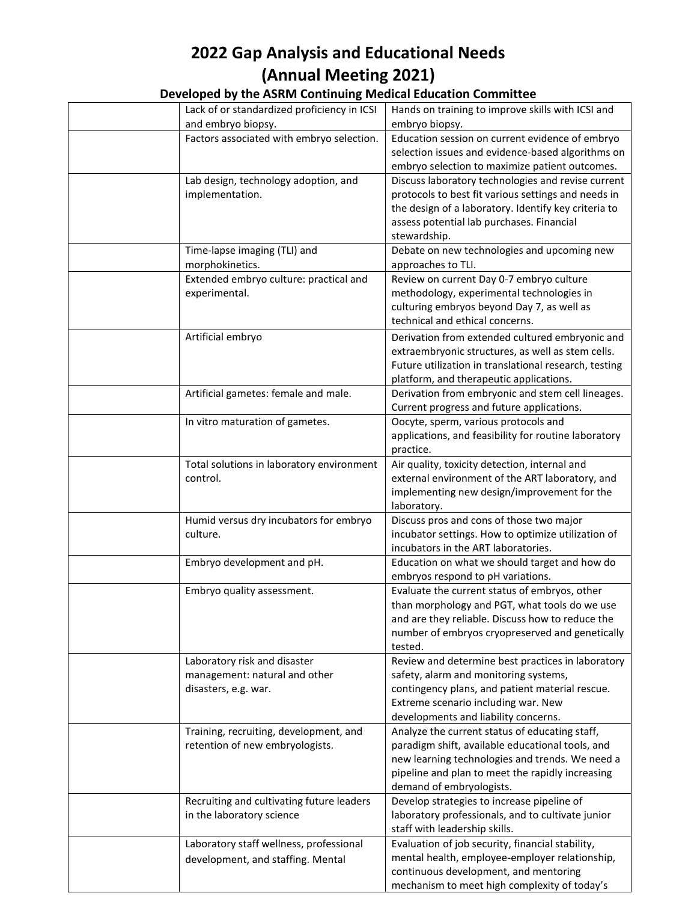# 2022 Gap Analysis and Educational Needs (Annual Meeting 2021)

### Developed by the ASRM Continuing Medical Education Committee

| | | |
|---|---|---|
| | Lack of or standardized proficiency in ICSI and embryo biopsy. | Hands on training to improve skills with ICSI and embryo biopsy. |
| | Factors associated with embryo selection. | Education session on current evidence of embryo selection issues and evidence-based algorithms on embryo selection to maximize patient outcomes. |
| | Lab design, technology adoption, and implementation. | Discuss laboratory technologies and revise current protocols to best fit various settings and needs in the design of a laboratory. Identify key criteria to assess potential lab purchases. Financial stewardship. |
| | Time-lapse imaging (TLI) and morphokinetics. | Debate on new technologies and upcoming new approaches to TLI. |
| | Extended embryo culture: practical and experimental. | Review on current Day 0-7 embryo culture methodology, experimental technologies in culturing embryos beyond Day 7, as well as technical and ethical concerns. |
| | Artificial embryo | Derivation from extended cultured embryonic and extraembryonic structures, as well as stem cells. Future utilization in translational research, testing platform, and therapeutic applications. |
| | Artificial gametes: female and male. | Derivation from embryonic and stem cell lineages. Current progress and future applications. |
| | In vitro maturation of gametes. | Oocyte, sperm, various protocols and applications, and feasibility for routine laboratory practice. |
| | Total solutions in laboratory environment control. | Air quality, toxicity detection, internal and external environment of the ART laboratory, and implementing new design/improvement for the laboratory. |
| | Humid versus dry incubators for embryo culture. | Discuss pros and cons of those two major incubator settings. How to optimize utilization of incubators in the ART laboratories. |
| | Embryo development and pH. | Education on what we should target and how do embryos respond to pH variations. |
| | Embryo quality assessment. | Evaluate the current status of embryos, other than morphology and PGT, what tools do we use and are they reliable. Discuss how to reduce the number of embryos cryopreserved and genetically tested. |
| | Laboratory risk and disaster management: natural and other disasters, e.g. war. | Review and determine best practices in laboratory safety, alarm and monitoring systems, contingency plans, and patient material rescue. Extreme scenario including war. New developments and liability concerns. |
| | Training, recruiting, development, and retention of new embryologists. | Analyze the current status of educating staff, paradigm shift, available educational tools, and new learning technologies and trends. We need a pipeline and plan to meet the rapidly increasing demand of embryologists. |
| | Recruiting and cultivating future leaders in the laboratory science | Develop strategies to increase pipeline of laboratory professionals, and to cultivate junior staff with leadership skills. |
| | Laboratory staff wellness, professional development, and staffing. Mental | Evaluation of job security, financial stability, mental health, employee-employer relationship, continuous development, and mentoring mechanism to meet high complexity of today's |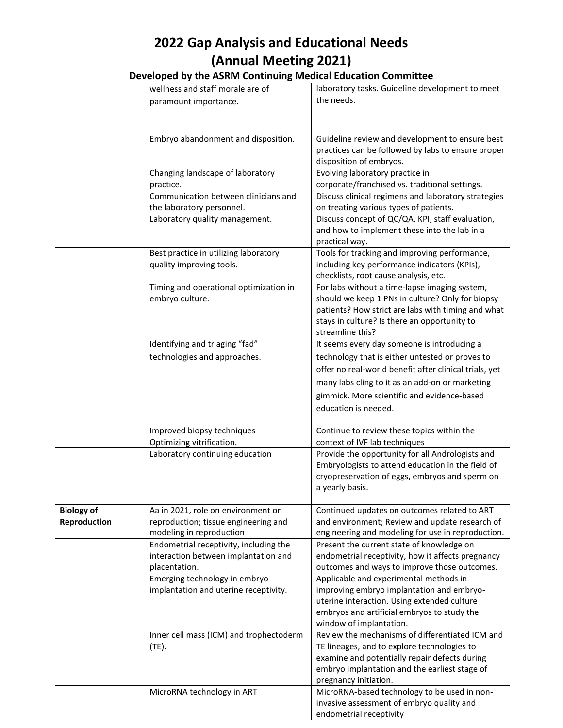# 2022 Gap Analysis and Educational Needs
# (Annual Meeting 2021)
## Developed by the ASRM Continuing Medical Education Committee

| | | |
|---|---|---|
| | wellness and staff morale are of paramount importance. | laboratory tasks. Guideline development to meet the needs. |
| | Embryo abandonment and disposition. | Guideline review and development to ensure best practices can be followed by labs to ensure proper disposition of embryos. |
| | Changing landscape of laboratory practice. | Evolving laboratory practice in corporate/franchised vs. traditional settings. |
| | Communication between clinicians and the laboratory personnel. | Discuss clinical regimens and laboratory strategies on treating various types of patients. |
| | Laboratory quality management. | Discuss concept of QC/QA, KPI, staff evaluation, and how to implement these into the lab in a practical way. |
| | Best practice in utilizing laboratory quality improving tools. | Tools for tracking and improving performance, including key performance indicators (KPIs), checklists, root cause analysis, etc. |
| | Timing and operational optimization in embryo culture. | For labs without a time-lapse imaging system, should we keep 1 PNs in culture? Only for biopsy patients? How strict are labs with timing and what stays in culture? Is there an opportunity to streamline this? |
| | Identifying and triaging "fad" technologies and approaches. | It seems every day someone is introducing a technology that is either untested or proves to offer no real-world benefit after clinical trials, yet many labs cling to it as an add-on or marketing gimmick. More scientific and evidence-based education is needed. |
| | Improved biopsy techniques Optimizing vitrification. | Continue to review these topics within the context of IVF lab techniques |
| | Laboratory continuing education | Provide the opportunity for all Andrologists and Embryologists to attend education in the field of cryopreservation of eggs, embryos and sperm on a yearly basis. |
| **Biology of Reproduction** | Aa in 2021, role on environment on reproduction; tissue engineering and modeling in reproduction | Continued updates on outcomes related to ART and environment; Review and update research of engineering and modeling for use in reproduction. |
| | Endometrial receptivity, including the interaction between implantation and placentation. | Present the current state of knowledge on endometrial receptivity, how it affects pregnancy outcomes and ways to improve those outcomes. |
| | Emerging technology in embryo implantation and uterine receptivity. | Applicable and experimental methods in improving embryo implantation and embryo-uterine interaction. Using extended culture embryos and artificial embryos to study the window of implantation. |
| | Inner cell mass (ICM) and trophectoderm (TE). | Review the mechanisms of differentiated ICM and TE lineages, and to explore technologies to examine and potentially repair defects during embryo implantation and the earliest stage of pregnancy initiation. |
| | MicroRNA technology in ART | MicroRNA-based technology to be used in non-invasive assessment of embryo quality and endometrial receptivity |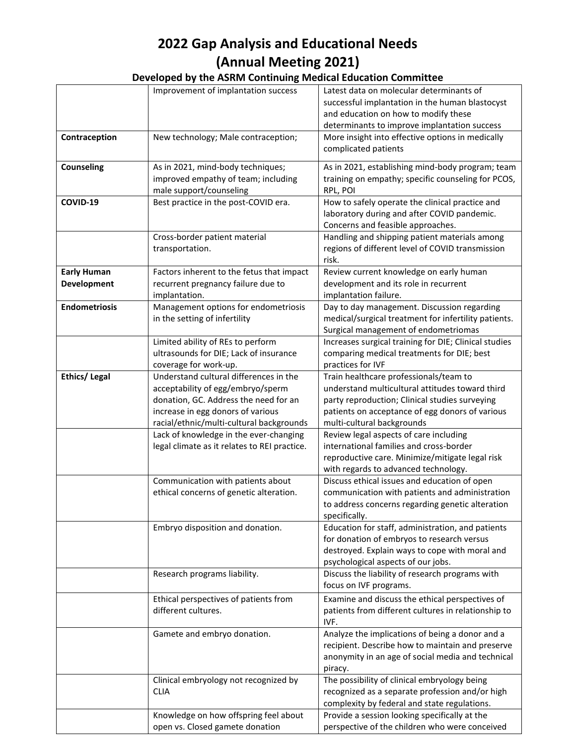# 2022 Gap Analysis and Educational Needs (Annual Meeting 2021)

### Developed by the ASRM Continuing Medical Education Committee

| | | |
|---|---|---|
| | Improvement of implantation success | Latest data on molecular determinants of successful implantation in the human blastocyst and education on how to modify these determinants to improve implantation success |
| **Contraception** | New technology; Male contraception; | More insight into effective options in medically complicated patients |
| **Counseling** | As in 2021, mind-body techniques; improved empathy of team; including male support/counseling | As in 2021, establishing mind-body program; team training on empathy; specific counseling for PCOS, RPL, POI |
| **COVID-19** | Best practice in the post-COVID era. | How to safely operate the clinical practice and laboratory during and after COVID pandemic. Concerns and feasible approaches. |
| | Cross-border patient material transportation. | Handling and shipping patient materials among regions of different level of COVID transmission risk. |
| **Early Human Development** | Factors inherent to the fetus that impact recurrent pregnancy failure due to implantation. | Review current knowledge on early human development and its role in recurrent implantation failure. |
| **Endometriosis** | Management options for endometriosis in the setting of infertility | Day to day management. Discussion regarding medical/surgical treatment for infertility patients. Surgical management of endometriomas |
| | Limited ability of REs to perform ultrasounds for DIE; Lack of insurance coverage for work-up. | Increases surgical training for DIE; Clinical studies comparing medical treatments for DIE; best practices for IVF |
| **Ethics/ Legal** | Understand cultural differences in the acceptability of egg/embryo/sperm donation, GC. Address the need for an increase in egg donors of various racial/ethnic/multi-cultural backgrounds | Train healthcare professionals/team to understand multicultural attitudes toward third party reproduction; Clinical studies surveying patients on acceptance of egg donors of various multi-cultural backgrounds |
| | Lack of knowledge in the ever-changing legal climate as it relates to REI practice. | Review legal aspects of care including international families and cross-border reproductive care. Minimize/mitigate legal risk with regards to advanced technology. |
| | Communication with patients about ethical concerns of genetic alteration. | Discuss ethical issues and education of open communication with patients and administration to address concerns regarding genetic alteration specifically. |
| | Embryo disposition and donation. | Education for staff, administration, and patients for donation of embryos to research versus destroyed. Explain ways to cope with moral and psychological aspects of our jobs. |
| | Research programs liability. | Discuss the liability of research programs with focus on IVF programs. |
| | Ethical perspectives of patients from different cultures. | Examine and discuss the ethical perspectives of patients from different cultures in relationship to IVF. |
| | Gamete and embryo donation. | Analyze the implications of being a donor and a recipient. Describe how to maintain and preserve anonymity in an age of social media and technical piracy. |
| | Clinical embryology not recognized by CLIA | The possibility of clinical embryology being recognized as a separate profession and/or high complexity by federal and state regulations. |
| | Knowledge on how offspring feel about open vs. Closed gamete donation | Provide a session looking specifically at the perspective of the children who were conceived |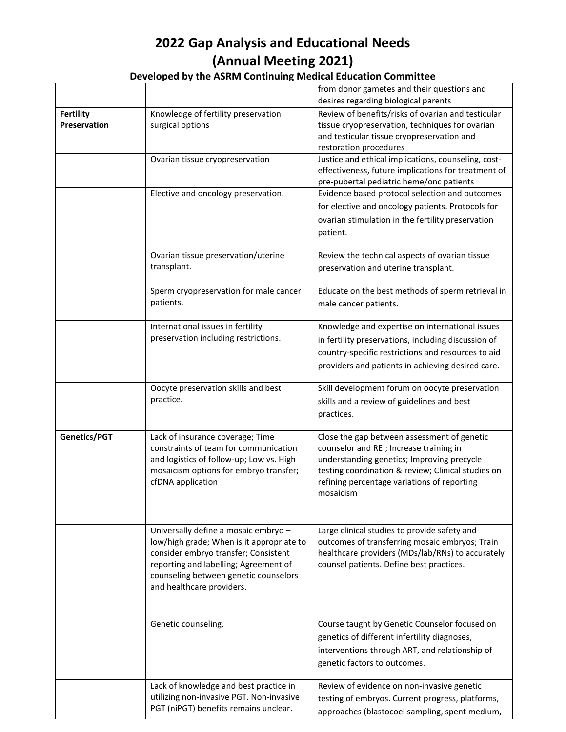# 2022 Gap Analysis and Educational Needs (Annual Meeting 2021)

### Developed by the ASRM Continuing Medical Education Committee

| | | |
|---|---|---|
| | | from donor gametes and their questions and desires regarding biological parents |
| **Fertility Preservation** | Knowledge of fertility preservation surgical options | Review of benefits/risks of ovarian and testicular tissue cryopreservation, techniques for ovarian and testicular tissue cryopreservation and restoration procedures |
| | Ovarian tissue cryopreservation | Justice and ethical implications, counseling, cost-effectiveness, future implications for treatment of pre-pubertal pediatric heme/onc patients |
| | Elective and oncology preservation. | Evidence based protocol selection and outcomes for elective and oncology patients. Protocols for ovarian stimulation in the fertility preservation patient. |
| | Ovarian tissue preservation/uterine transplant. | Review the technical aspects of ovarian tissue preservation and uterine transplant. |
| | Sperm cryopreservation for male cancer patients. | Educate on the best methods of sperm retrieval in male cancer patients. |
| | International issues in fertility preservation including restrictions. | Knowledge and expertise on international issues in fertility preservations, including discussion of country-specific restrictions and resources to aid providers and patients in achieving desired care. |
| | Oocyte preservation skills and best practice. | Skill development forum on oocyte preservation skills and a review of guidelines and best practices. |
| **Genetics/PGT** | Lack of insurance coverage; Time constraints of team for communication and logistics of follow-up; Low vs. High mosaicism options for embryo transfer; cfDNA application | Close the gap between assessment of genetic counselor and REI; Increase training in understanding genetics; Improving precycle testing coordination & review; Clinical studies on refining percentage variations of reporting mosaicism |
| | Universally define a mosaic embryo – low/high grade; When is it appropriate to consider embryo transfer; Consistent reporting and labelling; Agreement of counseling between genetic counselors and healthcare providers. | Large clinical studies to provide safety and outcomes of transferring mosaic embryos; Train healthcare providers (MDs/lab/RNs) to accurately counsel patients. Define best practices. |
| | Genetic counseling. | Course taught by Genetic Counselor focused on genetics of different infertility diagnoses, interventions through ART, and relationship of genetic factors to outcomes. |
| | Lack of knowledge and best practice in utilizing non-invasive PGT. Non-invasive PGT (niPGT) benefits remains unclear. | Review of evidence on non-invasive genetic testing of embryos. Current progress, platforms, approaches (blastocoel sampling, spent medium, |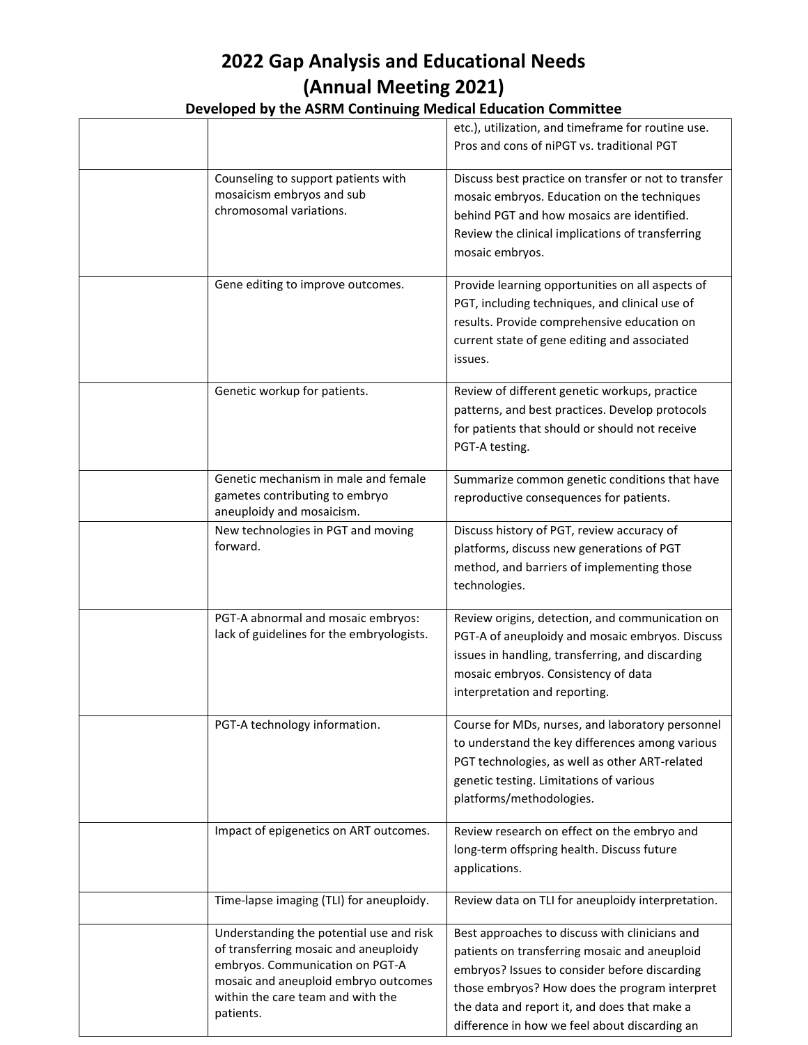# 2022 Gap Analysis and Educational Needs (Annual Meeting 2021)

### Developed by the ASRM Continuing Medical Education Committee

| | | |
|---|---|---|
| | | etc.), utilization, and timeframe for routine use. Pros and cons of niPGT vs. traditional PGT |
| | Counseling to support patients with mosaicism embryos and sub chromosomal variations. | Discuss best practice on transfer or not to transfer mosaic embryos. Education on the techniques behind PGT and how mosaics are identified. Review the clinical implications of transferring mosaic embryos. |
| | Gene editing to improve outcomes. | Provide learning opportunities on all aspects of PGT, including techniques, and clinical use of results. Provide comprehensive education on current state of gene editing and associated issues. |
| | Genetic workup for patients. | Review of different genetic workups, practice patterns, and best practices. Develop protocols for patients that should or should not receive PGT-A testing. |
| | Genetic mechanism in male and female gametes contributing to embryo aneuploidy and mosaicism. | Summarize common genetic conditions that have reproductive consequences for patients. |
| | New technologies in PGT and moving forward. | Discuss history of PGT, review accuracy of platforms, discuss new generations of PGT method, and barriers of implementing those technologies. |
| | PGT-A abnormal and mosaic embryos: lack of guidelines for the embryologists. | Review origins, detection, and communication on PGT-A of aneuploidy and mosaic embryos. Discuss issues in handling, transferring, and discarding mosaic embryos. Consistency of data interpretation and reporting. |
| | PGT-A technology information. | Course for MDs, nurses, and laboratory personnel to understand the key differences among various PGT technologies, as well as other ART-related genetic testing. Limitations of various platforms/methodologies. |
| | Impact of epigenetics on ART outcomes. | Review research on effect on the embryo and long-term offspring health. Discuss future applications. |
| | Time-lapse imaging (TLI) for aneuploidy. | Review data on TLI for aneuploidy interpretation. |
| | Understanding the potential use and risk of transferring mosaic and aneuploidy embryos. Communication on PGT-A mosaic and aneuploid embryo outcomes within the care team and with the patients. | Best approaches to discuss with clinicians and patients on transferring mosaic and aneuploid embryos? Issues to consider before discarding those embryos? How does the program interpret the data and report it, and does that make a difference in how we feel about discarding an |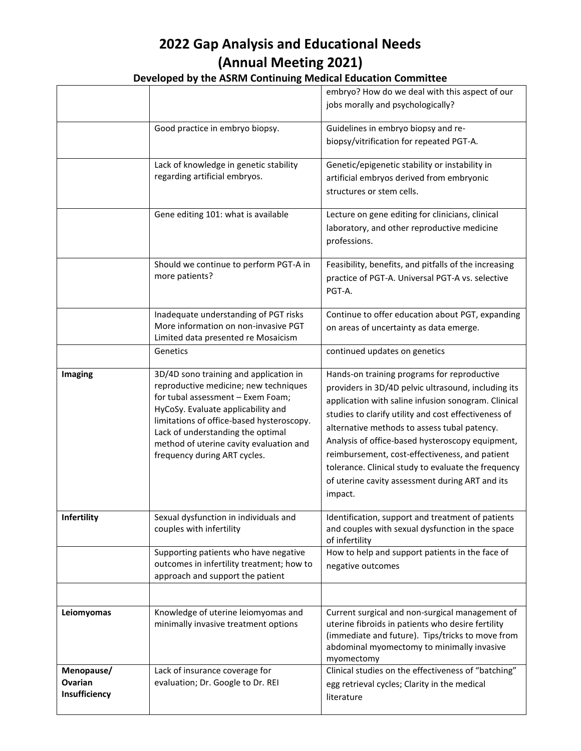# 2022 Gap Analysis and Educational Needs (Annual Meeting 2021)

### Developed by the ASRM Continuing Medical Education Committee

| | | |
|---|---|---|
| | | embryo? How do we deal with this aspect of our jobs morally and psychologically? |
| | Good practice in embryo biopsy. | Guidelines in embryo biopsy and re-biopsy/vitrification for repeated PGT-A. |
| | Lack of knowledge in genetic stability regarding artificial embryos. | Genetic/epigenetic stability or instability in artificial embryos derived from embryonic structures or stem cells. |
| | Gene editing 101: what is available | Lecture on gene editing for clinicians, clinical laboratory, and other reproductive medicine professions. |
| | Should we continue to perform PGT-A in more patients? | Feasibility, benefits, and pitfalls of the increasing practice of PGT-A. Universal PGT-A vs. selective PGT-A. |
| | Inadequate understanding of PGT risks More information on non-invasive PGT Limited data presented re Mosaicism | Continue to offer education about PGT, expanding on areas of uncertainty as data emerge. |
| | Genetics | continued updates on genetics |
| **Imaging** | 3D/4D sono training and application in reproductive medicine; new techniques for tubal assessment – Exem Foam; HyCoSy. Evaluate applicability and limitations of office-based hysteroscopy. Lack of understanding the optimal method of uterine cavity evaluation and frequency during ART cycles. | Hands-on training programs for reproductive providers in 3D/4D pelvic ultrasound, including its application with saline infusion sonogram. Clinical studies to clarify utility and cost effectiveness of alternative methods to assess tubal patency. Analysis of office-based hysteroscopy equipment, reimbursement, cost-effectiveness, and patient tolerance. Clinical study to evaluate the frequency of uterine cavity assessment during ART and its impact. |
| **Infertility** | Sexual dysfunction in individuals and couples with infertility | Identification, support and treatment of patients and couples with sexual dysfunction in the space of infertility |
| | Supporting patients who have negative outcomes in infertility treatment; how to approach and support the patient | How to help and support patients in the face of negative outcomes |
| | | |
| **Leiomyomas** | Knowledge of uterine leiomyomas and minimally invasive treatment options | Current surgical and non-surgical management of uterine fibroids in patients who desire fertility (immediate and future). Tips/tricks to move from abdominal myomectomy to minimally invasive myomectomy |
| **Menopause/ Ovarian Insufficiency** | Lack of insurance coverage for evaluation; Dr. Google to Dr. REI | Clinical studies on the effectiveness of "batching" egg retrieval cycles; Clarity in the medical literature |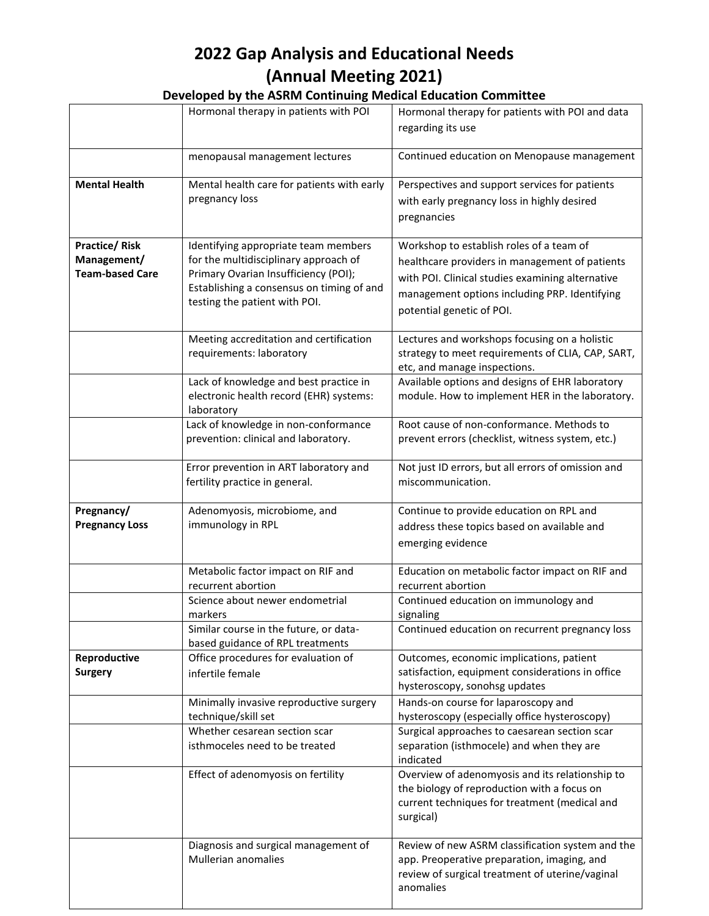# 2022 Gap Analysis and Educational Needs (Annual Meeting 2021)

### Developed by the ASRM Continuing Medical Education Committee

| | | |
|---|---|---|
| | Hormonal therapy in patients with POI | Hormonal therapy for patients with POI and data regarding its use |
| | menopausal management lectures | Continued education on Menopause management |
| **Mental Health** | Mental health care for patients with early pregnancy loss | Perspectives and support services for patients with early pregnancy loss in highly desired pregnancies |
| **Practice/ Risk Management/ Team-based Care** | Identifying appropriate team members for the multidisciplinary approach of Primary Ovarian Insufficiency (POI); Establishing a consensus on timing of and testing the patient with POI. | Workshop to establish roles of a team of healthcare providers in management of patients with POI. Clinical studies examining alternative management options including PRP. Identifying potential genetic of POI. |
| | Meeting accreditation and certification requirements: laboratory | Lectures and workshops focusing on a holistic strategy to meet requirements of CLIA, CAP, SART, etc, and manage inspections. |
| | Lack of knowledge and best practice in electronic health record (EHR) systems: laboratory | Available options and designs of EHR laboratory module. How to implement HER in the laboratory. |
| | Lack of knowledge in non-conformance prevention: clinical and laboratory. | Root cause of non-conformance. Methods to prevent errors (checklist, witness system, etc.) |
| | Error prevention in ART laboratory and fertility practice in general. | Not just ID errors, but all errors of omission and miscommunication. |
| **Pregnancy/ Pregnancy Loss** | Adenomyosis, microbiome, and immunology in RPL | Continue to provide education on RPL and address these topics based on available and emerging evidence |
| | Metabolic factor impact on RIF and recurrent abortion | Education on metabolic factor impact on RIF and recurrent abortion |
| | Science about newer endometrial markers | Continued education on immunology and signaling |
| | Similar course in the future, or data-based guidance of RPL treatments | Continued education on recurrent pregnancy loss |
| **Reproductive Surgery** | Office procedures for evaluation of infertile female | Outcomes, economic implications, patient satisfaction, equipment considerations in office hysteroscopy, sonohsg updates |
| | Minimally invasive reproductive surgery technique/skill set | Hands-on course for laparoscopy and hysteroscopy (especially office hysteroscopy) |
| | Whether cesarean section scar isthmoceles need to be treated | Surgical approaches to caesarean section scar separation (isthmocele) and when they are indicated |
| | Effect of adenomyosis on fertility | Overview of adenomyosis and its relationship to the biology of reproduction with a focus on current techniques for treatment (medical and surgical) |
| | Diagnosis and surgical management of Mullerian anomalies | Review of new ASRM classification system and the app. Preoperative preparation, imaging, and review of surgical treatment of uterine/vaginal anomalies |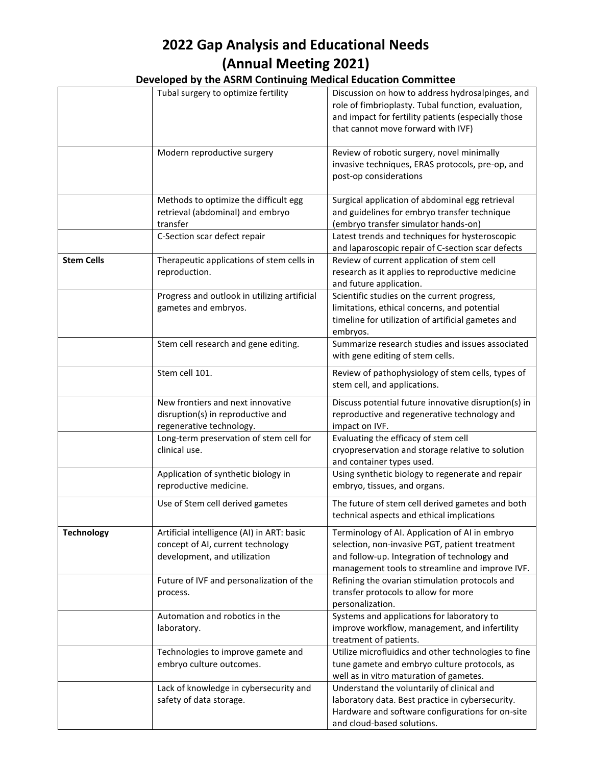# 2022 Gap Analysis and Educational Needs
# (Annual Meeting 2021)

### Developed by the ASRM Continuing Medical Education Committee

| | | |
|---|---|---|
| | Tubal surgery to optimize fertility | Discussion on how to address hydrosalpinges, and role of fimbrioplasty. Tubal function, evaluation, and impact for fertility patients (especially those that cannot move forward with IVF) |
| | Modern reproductive surgery | Review of robotic surgery, novel minimally invasive techniques, ERAS protocols, pre-op, and post-op considerations |
| | Methods to optimize the difficult egg retrieval (abdominal) and embryo transfer | Surgical application of abdominal egg retrieval and guidelines for embryo transfer technique (embryo transfer simulator hands-on) |
| | C-Section scar defect repair | Latest trends and techniques for hysteroscopic and laparoscopic repair of C-section scar defects |
| **Stem Cells** | Therapeutic applications of stem cells in reproduction. | Review of current application of stem cell research as it applies to reproductive medicine and future application. |
| | Progress and outlook in utilizing artificial gametes and embryos. | Scientific studies on the current progress, limitations, ethical concerns, and potential timeline for utilization of artificial gametes and embryos. |
| | Stem cell research and gene editing. | Summarize research studies and issues associated with gene editing of stem cells. |
| | Stem cell 101. | Review of pathophysiology of stem cells, types of stem cell, and applications. |
| | New frontiers and next innovative disruption(s) in reproductive and regenerative technology. | Discuss potential future innovative disruption(s) in reproductive and regenerative technology and impact on IVF. |
| | Long-term preservation of stem cell for clinical use. | Evaluating the efficacy of stem cell cryopreservation and storage relative to solution and container types used. |
| | Application of synthetic biology in reproductive medicine. | Using synthetic biology to regenerate and repair embryo, tissues, and organs. |
| | Use of Stem cell derived gametes | The future of stem cell derived gametes and both technical aspects and ethical implications |
| **Technology** | Artificial intelligence (AI) in ART: basic concept of AI, current technology development, and utilization | Terminology of AI. Application of AI in embryo selection, non-invasive PGT, patient treatment and follow-up. Integration of technology and management tools to streamline and improve IVF. |
| | Future of IVF and personalization of the process. | Refining the ovarian stimulation protocols and transfer protocols to allow for more personalization. |
| | Automation and robotics in the laboratory. | Systems and applications for laboratory to improve workflow, management, and infertility treatment of patients. |
| | Technologies to improve gamete and embryo culture outcomes. | Utilize microfluidics and other technologies to fine tune gamete and embryo culture protocols, as well as in vitro maturation of gametes. |
| | Lack of knowledge in cybersecurity and safety of data storage. | Understand the voluntarily of clinical and laboratory data. Best practice in cybersecurity. Hardware and software configurations for on-site and cloud-based solutions. |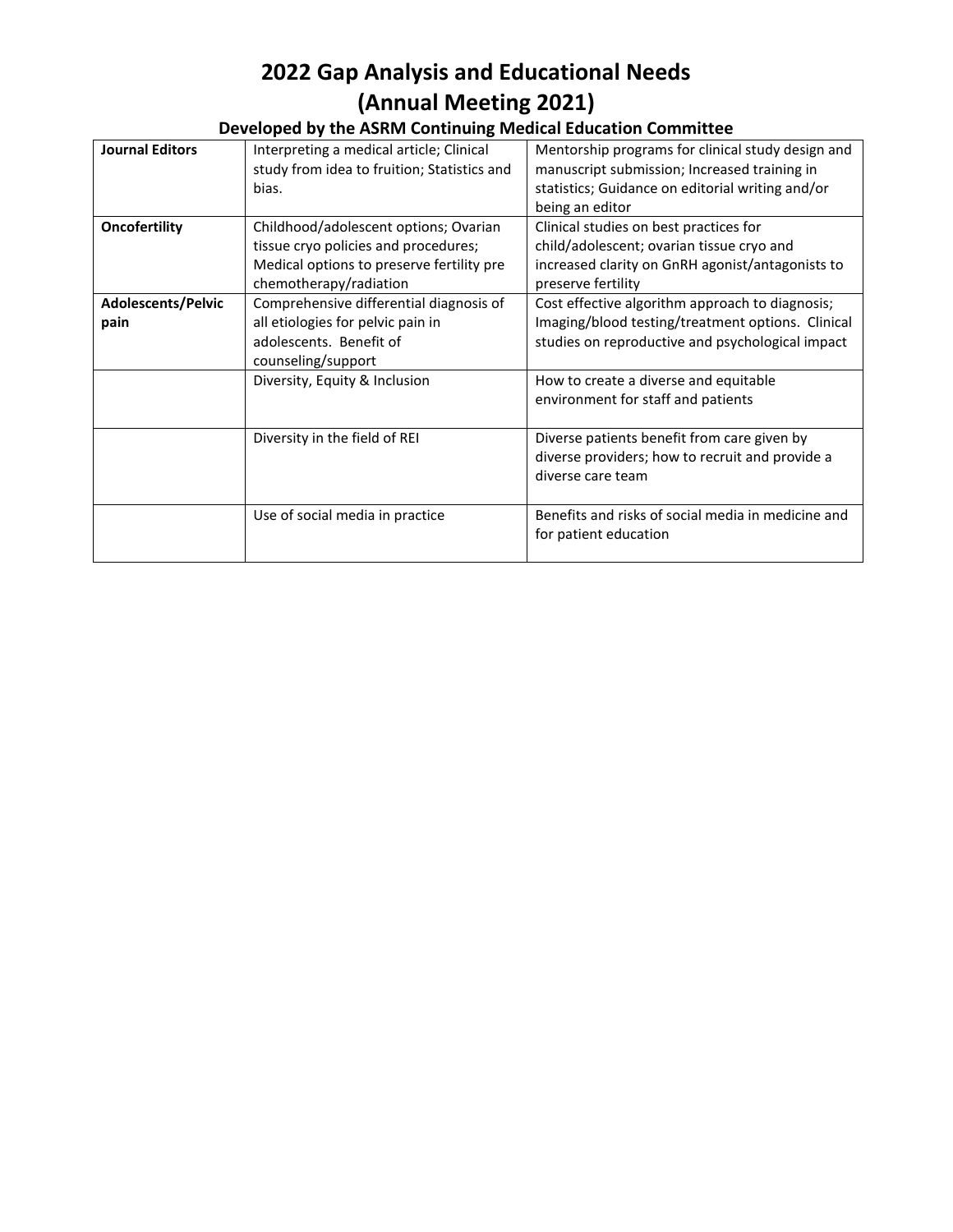# 2022 Gap Analysis and Educational Needs
# (Annual Meeting 2021)

### Developed by the ASRM Continuing Medical Education Committee

| | | |
|---|---|---|
| **Journal Editors** | Interpreting a medical article; Clinical study from idea to fruition; Statistics and bias. | Mentorship programs for clinical study design and manuscript submission; Increased training in statistics; Guidance on editorial writing and/or being an editor |
| **Oncofertility** | Childhood/adolescent options; Ovarian tissue cryo policies and procedures; Medical options to preserve fertility pre chemotherapy/radiation | Clinical studies on best practices for child/adolescent; ovarian tissue cryo and increased clarity on GnRH agonist/antagonists to preserve fertility |
| **Adolescents/Pelvic pain** | Comprehensive differential diagnosis of all etiologies for pelvic pain in adolescents. Benefit of counseling/support | Cost effective algorithm approach to diagnosis; Imaging/blood testing/treatment options. Clinical studies on reproductive and psychological impact |
| | Diversity, Equity & Inclusion | How to create a diverse and equitable environment for staff and patients |
| | Diversity in the field of REI | Diverse patients benefit from care given by diverse providers; how to recruit and provide a diverse care team |
| | Use of social media in practice | Benefits and risks of social media in medicine and for patient education |